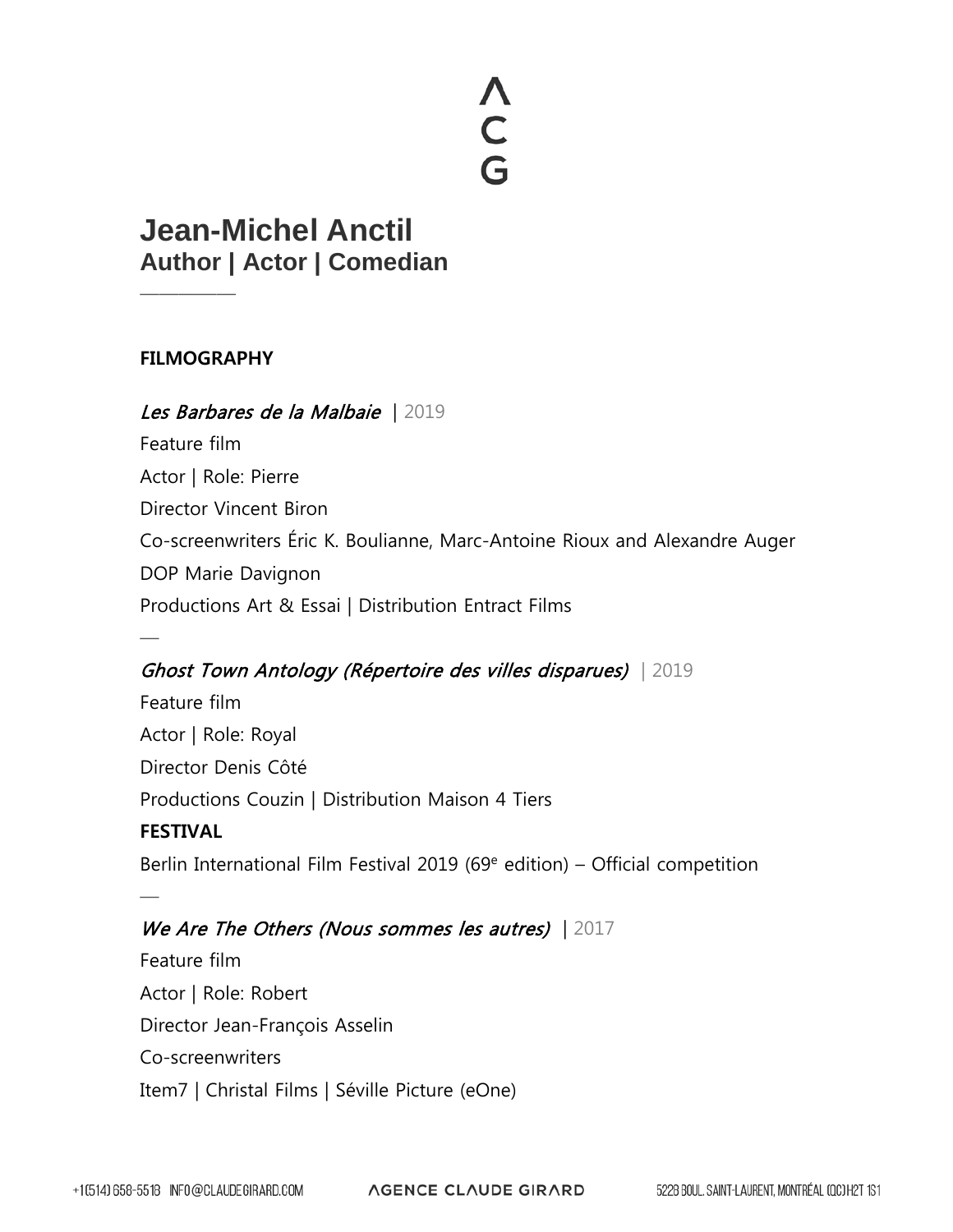# Jean-Michel Anctil

## Author | Actor | Comedian

---

**FILMOGRAPHY**

*Les Barbares de la Malbaie* | 2019

Feature film

Actor | Role: Pierre

Director Vincent Biron

Co-screenwriters Éric K. Boulianne, Marc-Antoine Rioux and Alexandre Auger

DOP Marie Davignon

Productions Art & Essai | Distribution Entract Films

—

*Ghost Town Antology (Répertoire des villes disparues)* | 2019

Feature film

Actor | Role: Royal

Director Denis Côté

Productions Couzin | Distribution Maison 4 Tiers

**FESTIVAL**

Berlin International Film Festival 2019 (69e edition) – Official competition

—

*We Are The Others (Nous sommes les autres)* | 2017

Feature film

Actor | Role: Robert

Director Jean-François Asselin

Co-screenwriters

Item7 | Christal Films | Séville Picture (eOne)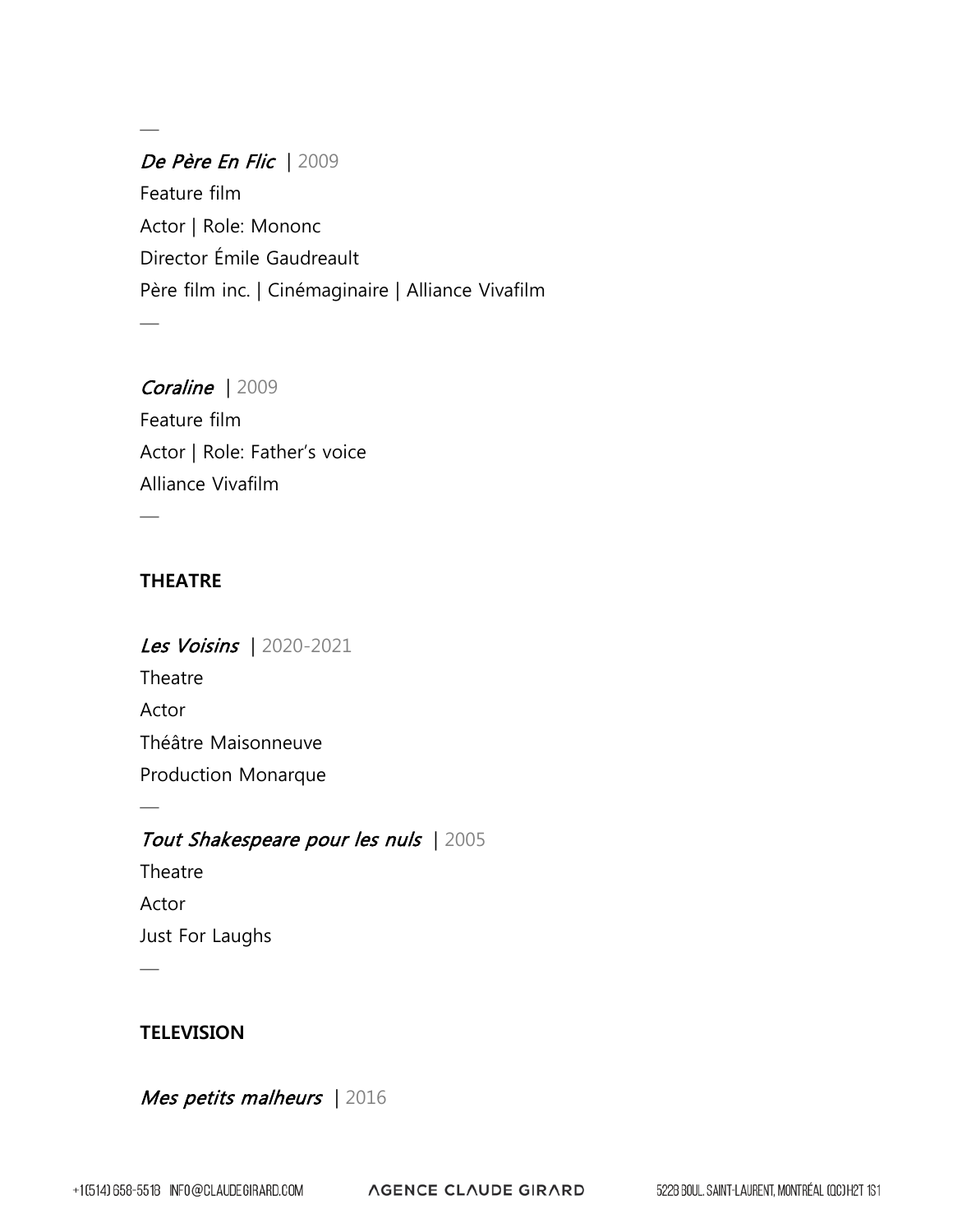—

*De Père En Flic* | 2009
Feature film
Actor | Role: Mononc
Director Émile Gaudreault
Père film inc. | Cinémaginaire | Alliance Vivafilm
—

*Coraline* | 2009
Feature film
Actor | Role: Father's voice
Alliance Vivafilm
—

**THEATRE**

*Les Voisins* | 2020-2021
Theatre
Actor
Théâtre Maisonneuve
Production Monarque
—

*Tout Shakespeare pour les nuls* | 2005
Theatre
Actor
Just For Laughs
—

**TELEVISION**

*Mes petits malheurs* | 2016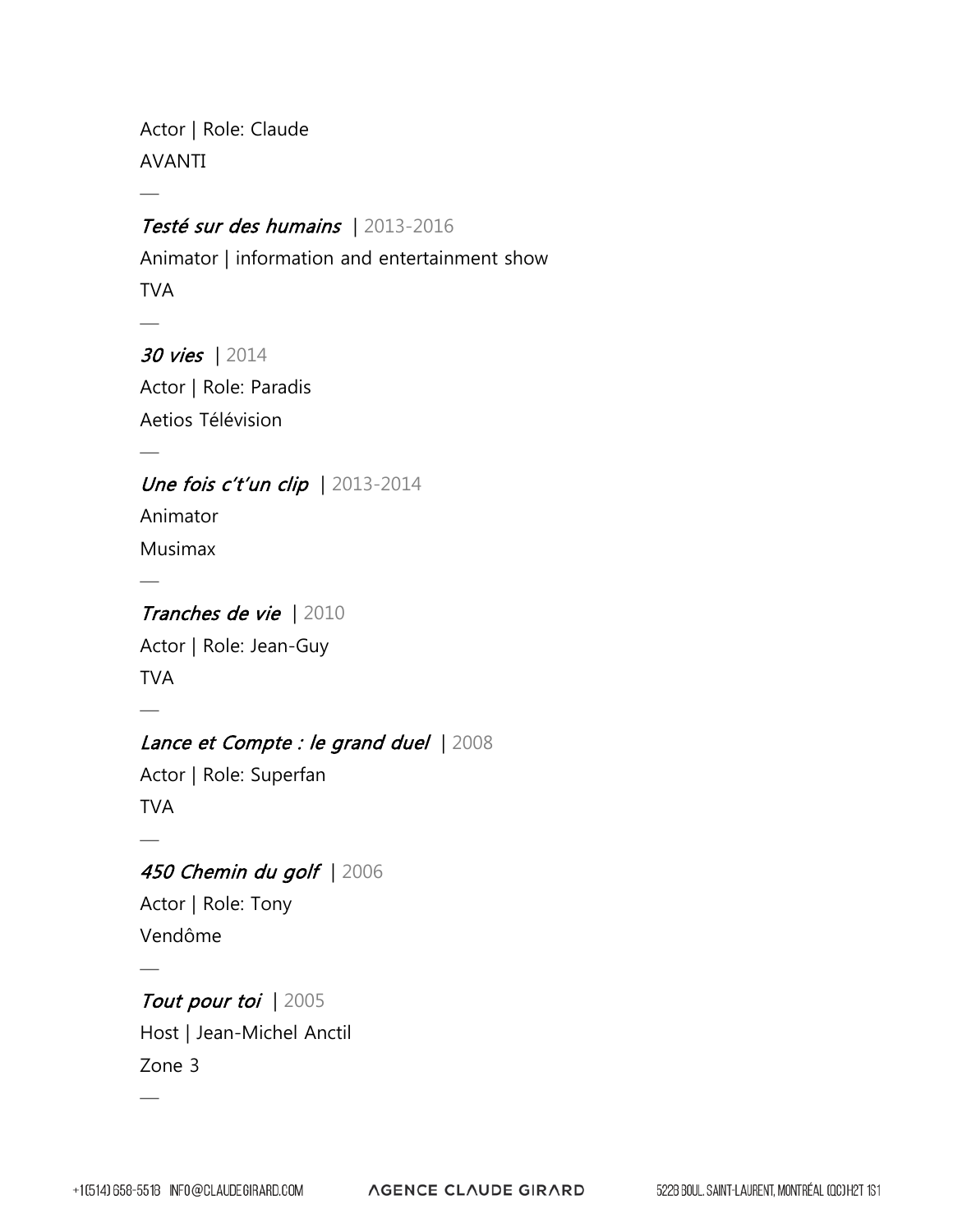Actor | Role: Claude
AVANTI

—

*Testé sur des humains* | 2013-2016
Animator | information and entertainment show
TVA

—

*30 vies* | 2014
Actor | Role: Paradis
Aetios Télévision

—

*Une fois c't'un clip* | 2013-2014
Animator
Musimax

—

*Tranches de vie* | 2010
Actor | Role: Jean-Guy
TVA

—

*Lance et Compte : le grand duel* | 2008
Actor | Role: Superfan
TVA

—

*450 Chemin du golf* | 2006
Actor | Role: Tony
Vendôme

—

*Tout pour toi* | 2005
Host | Jean-Michel Anctil
Zone 3

—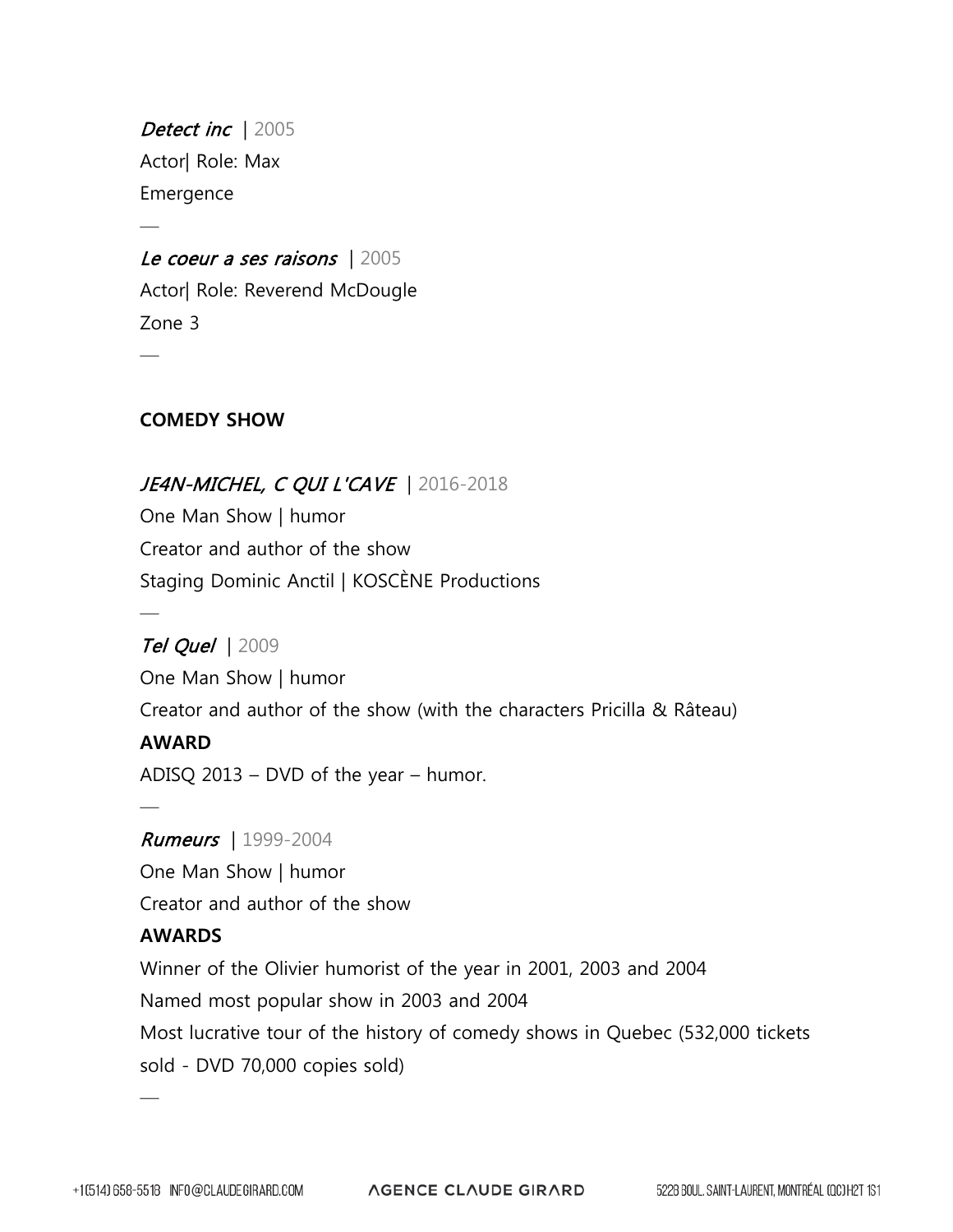*Detect inc* | 2005
Actor| Role: Max
Emergence

—

*Le coeur a ses raisons* | 2005
Actor| Role: Reverend McDougle
Zone 3

—

**COMEDY SHOW**

*JE4N-MICHEL, C QUI L'CAVE* | 2016-2018
One Man Show | humor
Creator and author of the show
Staging Dominic Anctil | KOSCÈNE Productions

—

*Tel Quel* | 2009
One Man Show | humor
Creator and author of the show (with the characters Pricilla & Râteau)
**AWARD**
ADISQ 2013 – DVD of the year – humor.

—

*Rumeurs* | 1999-2004
One Man Show | humor
Creator and author of the show
**AWARDS**
Winner of the Olivier humorist of the year in 2001, 2003 and 2004
Named most popular show in 2003 and 2004
Most lucrative tour of the history of comedy shows in Quebec (532,000 tickets sold - DVD 70,000 copies sold)

—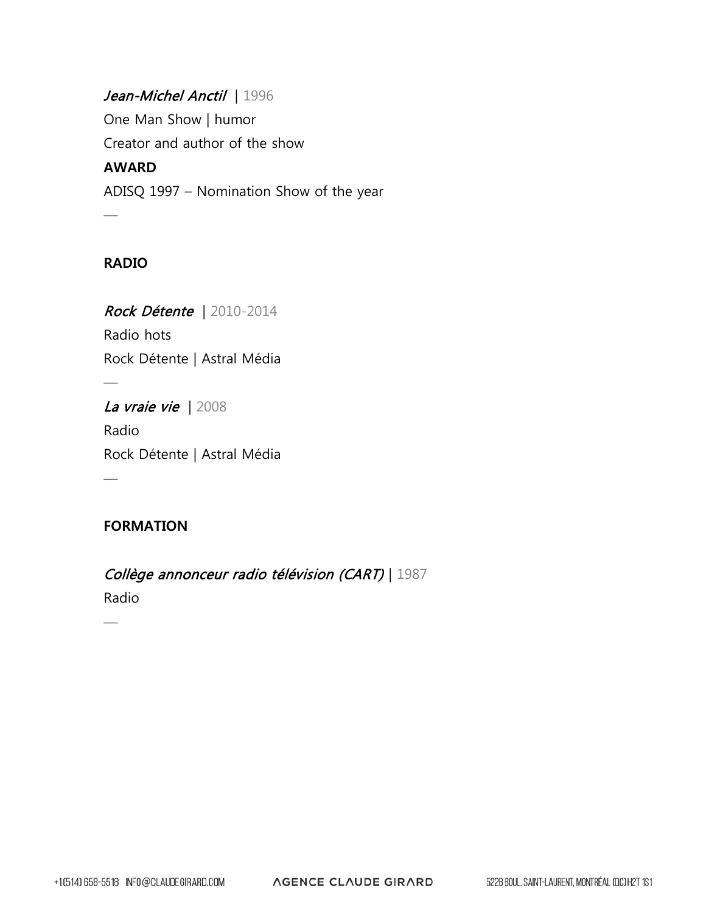*Jean-Michel Anctil* | 1996

One Man Show | humor

Creator and author of the show

**AWARD**

ADISQ 1997 – Nomination Show of the year

—

## RADIO

*Rock Détente* | 2010-2014

Radio hots

Rock Détente | Astral Média

—

*La vraie vie* | 2008

Radio

Rock Détente | Astral Média

—

## FORMATION

*Collège annonceur radio télévision (CART)* | 1987

Radio

—